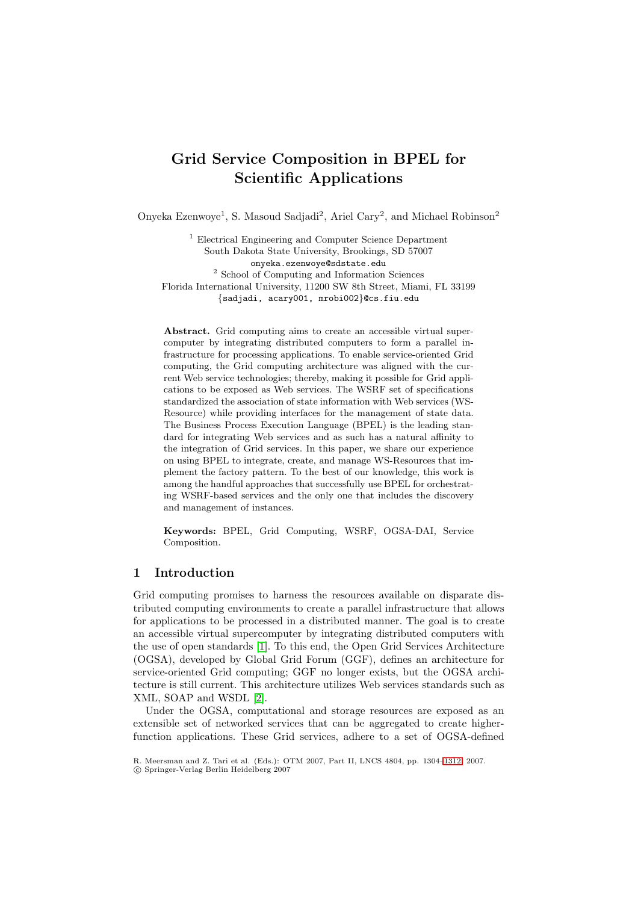# Grid Service Composition in BPEL for Scientific Applications

Onyeka Ezenwoye[1], S. Masoud Sadjadi[2], Ariel Cary[2], and Michael Robinson[2]

[1] Electrical Engineering and Computer Science Department
South Dakota State University, Brookings, SD 57007
onyeka.ezenwoye@sdstate.edu
[2] School of Computing and Information Sciences
Florida International University, 11200 SW 8th Street, Miami, FL 33199
{sadjadi, acary001, mrobi002}@cs.fiu.edu

**Abstract.** Grid computing aims to create an accessible virtual supercomputer by integrating distributed computers to form a parallel infrastructure for processing applications. To enable service-oriented Grid computing, the Grid computing architecture was aligned with the current Web service technologies; thereby, making it possible for Grid applications to be exposed as Web services. The WSRF set of specifications standardized the association of state information with Web services (WS-Resource) while providing interfaces for the management of state data. The Business Process Execution Language (BPEL) is the leading standard for integrating Web services and as such has a natural affinity to the integration of Grid services. In this paper, we share our experience on using BPEL to integrate, create, and manage WS-Resources that implement the factory pattern. To the best of our knowledge, this work is among the handful approaches that successfully use BPEL for orchestrating WSRF-based services and the only one that includes the discovery and management of instances.

**Keywords:** BPEL, Grid Computing, WSRF, OGSA-DAI, Service Composition.

## 1 Introduction

Grid computing promises to harness the resources available on disparate distributed computing environments to create a parallel infrastructure that allows for applications to be processed in a distributed manner. The goal is to create an accessible virtual supercomputer by integrating distributed computers with the use of open standards [1]. To this end, the Open Grid Services Architecture (OGSA), developed by Global Grid Forum (GGF), defines an architecture for service-oriented Grid computing; GGF no longer exists, but the OGSA architecture is still current. This architecture utilizes Web services standards such as XML, SOAP and WSDL [2].

Under the OGSA, computational and storage resources are exposed as an extensible set of networked services that can be aggregated to create higher-function applications. These Grid services, adhere to a set of OGSA-defined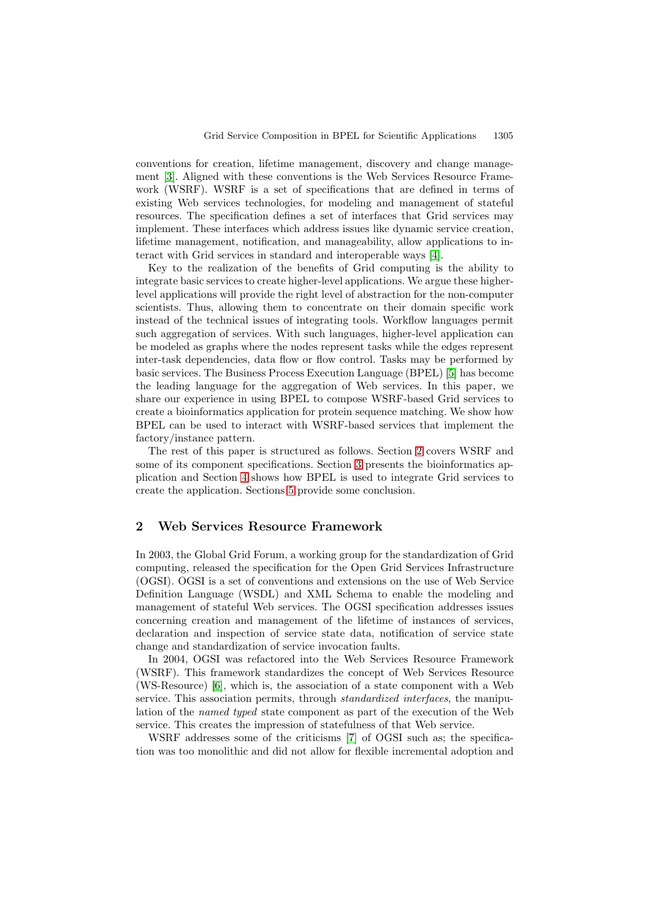conventions for creation, lifetime management, discovery and change management [3]. Aligned with these conventions is the Web Services Resource Framework (WSRF). WSRF is a set of specifications that are defined in terms of existing Web services technologies, for modeling and management of stateful resources. The specification defines a set of interfaces that Grid services may implement. These interfaces which address issues like dynamic service creation, lifetime management, notification, and manageability, allow applications to interact with Grid services in standard and interoperable ways [4].

Key to the realization of the benefits of Grid computing is the ability to integrate basic services to create higher-level applications. We argue these higher-level applications will provide the right level of abstraction for the non-computer scientists. Thus, allowing them to concentrate on their domain specific work instead of the technical issues of integrating tools. Workflow languages permit such aggregation of services. With such languages, higher-level application can be modeled as graphs where the nodes represent tasks while the edges represent inter-task dependencies, data flow or flow control. Tasks may be performed by basic services. The Business Process Execution Language (BPEL) [5] has become the leading language for the aggregation of Web services. In this paper, we share our experience in using BPEL to compose WSRF-based Grid services to create a bioinformatics application for protein sequence matching. We show how BPEL can be used to interact with WSRF-based services that implement the factory/instance pattern.

The rest of this paper is structured as follows. Section 2 covers WSRF and some of its component specifications. Section 3 presents the bioinformatics application and Section 4 shows how BPEL is used to integrate Grid services to create the application. Sections 5 provide some conclusion.

## 2 Web Services Resource Framework

In 2003, the Global Grid Forum, a working group for the standardization of Grid computing, released the specification for the Open Grid Services Infrastructure (OGSI). OGSI is a set of conventions and extensions on the use of Web Service Definition Language (WSDL) and XML Schema to enable the modeling and management of stateful Web services. The OGSI specification addresses issues concerning creation and management of the lifetime of instances of services, declaration and inspection of service state data, notification of service state change and standardization of service invocation faults.

In 2004, OGSI was refactored into the Web Services Resource Framework (WSRF). This framework standardizes the concept of Web Services Resource (WS-Resource) [6], which is, the association of a state component with a Web service. This association permits, through *standardized interfaces*, the manipulation of the *named typed* state component as part of the execution of the Web service. This creates the impression of statefulness of that Web service.

WSRF addresses some of the criticisms [7] of OGSI such as; the specification was too monolithic and did not allow for flexible incremental adoption and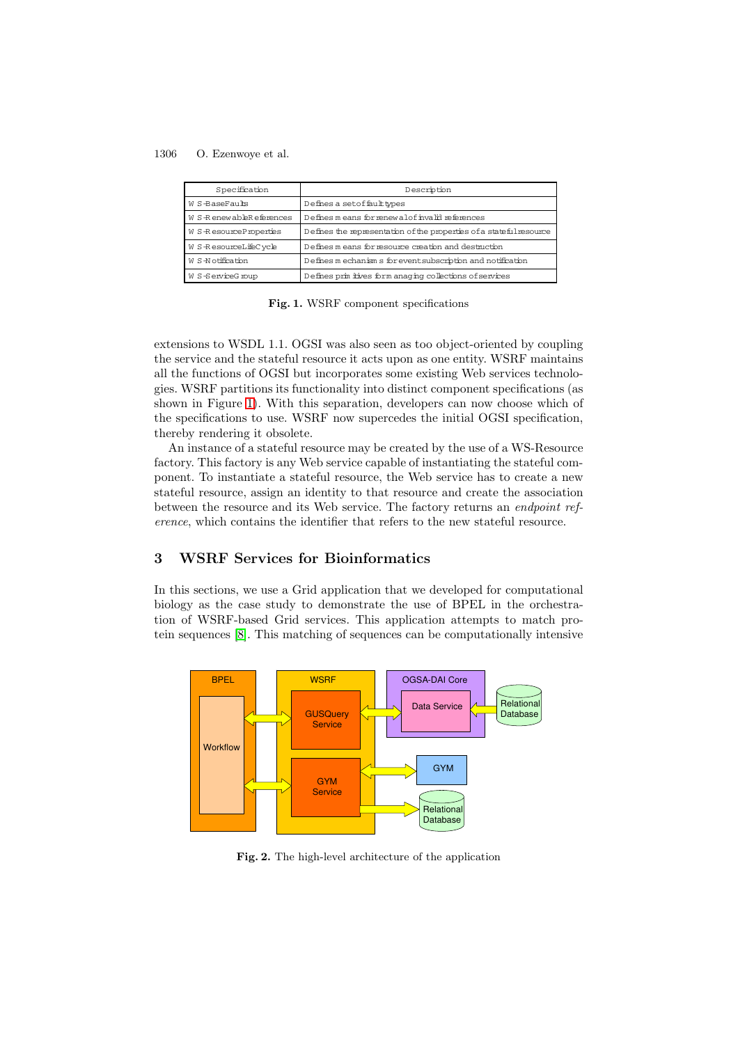| Specification | Description |
| --- | --- |
| WS-BaseFaults | Defines a set of fault types |
| WS-RenewableReferences | Defines means for renewal of invalid references |
| WS-ResourceProperties | Defines the representation of the properties of a stateful resource |
| WS-ResourceLifeCycle | Defines means for resource creation and destruction |
| WS-Notification | Defines mechanisms for event subscription and notification |
| WS-ServiceGroup | Defines primitives for managing collections of services |

**Fig. 1.** WSRF component specifications

extensions to WSDL 1.1. OGSI was also seen as too object-oriented by coupling the service and the stateful resource it acts upon as one entity. WSRF maintains all the functions of OGSI but incorporates some existing Web services technologies. WSRF partitions its functionality into distinct component specifications (as shown in Figure 1). With this separation, developers can now choose which of the specifications to use. WSRF now supercedes the initial OGSI specification, thereby rendering it obsolete.

An instance of a stateful resource may be created by the use of a WS-Resource factory. This factory is any Web service capable of instantiating the stateful component. To instantiate a stateful resource, the Web service has to create a new stateful resource, assign an identity to that resource and create the association between the resource and its Web service. The factory returns an *endpoint reference*, which contains the identifier that refers to the new stateful resource.

## 3 WSRF Services for Bioinformatics

In this sections, we use a Grid application that we developed for computational biology as the case study to demonstrate the use of BPEL in the orchestration of WSRF-based Grid services. This application attempts to match protein sequences [8]. This matching of sequences can be computationally intensive

**Fig. 2.** The high-level architecture of the application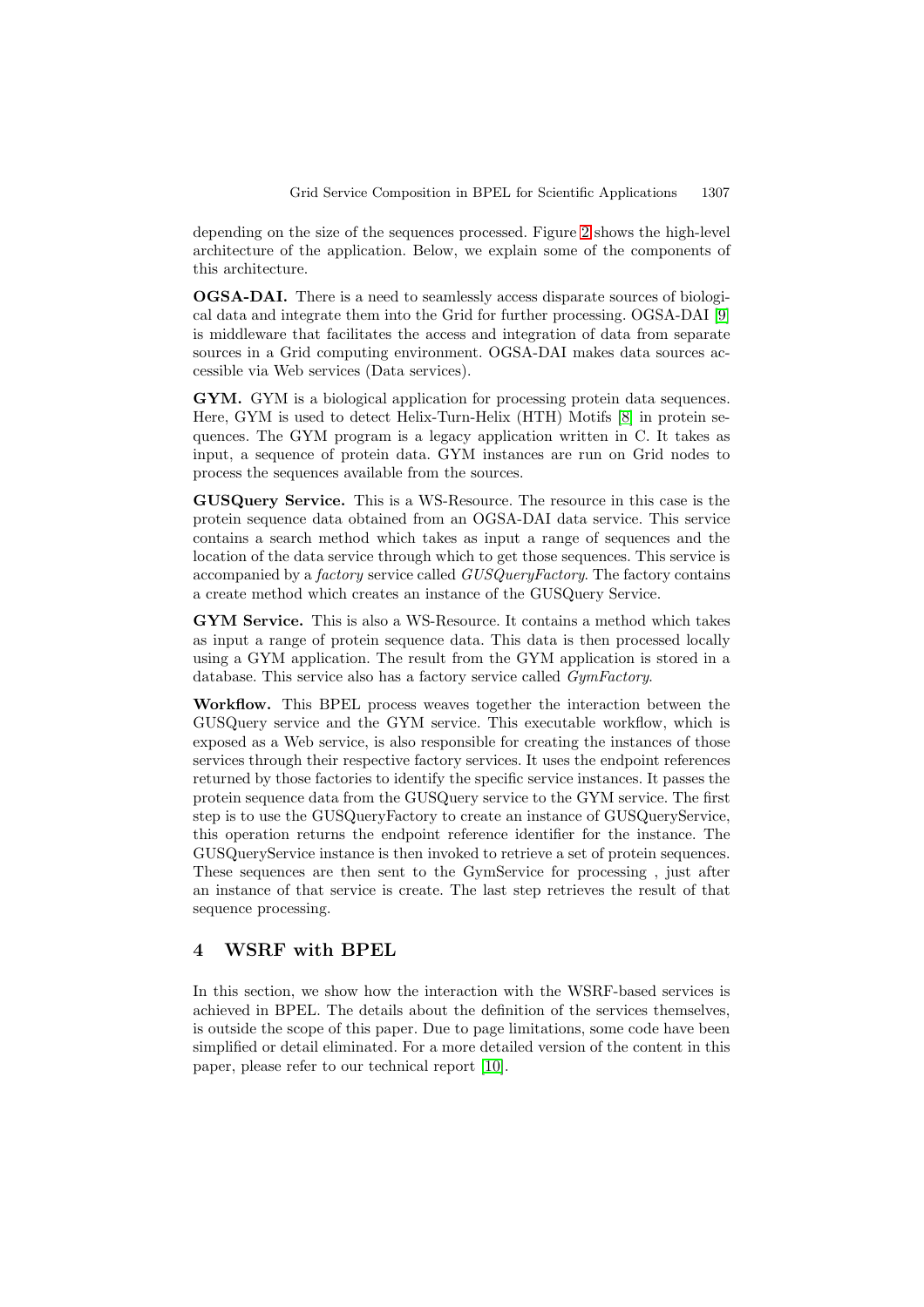depending on the size of the sequences processed. Figure 2 shows the high-level architecture of the application. Below, we explain some of the components of this architecture.

**OGSA-DAI.** There is a need to seamlessly access disparate sources of biological data and integrate them into the Grid for further processing. OGSA-DAI [9] is middleware that facilitates the access and integration of data from separate sources in a Grid computing environment. OGSA-DAI makes data sources accessible via Web services (Data services).

**GYM.** GYM is a biological application for processing protein data sequences. Here, GYM is used to detect Helix-Turn-Helix (HTH) Motifs [8] in protein sequences. The GYM program is a legacy application written in C. It takes as input, a sequence of protein data. GYM instances are run on Grid nodes to process the sequences available from the sources.

**GUSQuery Service.** This is a WS-Resource. The resource in this case is the protein sequence data obtained from an OGSA-DAI data service. This service contains a search method which takes as input a range of sequences and the location of the data service through which to get those sequences. This service is accompanied by a *factory* service called *GUSQueryFactory*. The factory contains a create method which creates an instance of the GUSQuery Service.

**GYM Service.** This is also a WS-Resource. It contains a method which takes as input a range of protein sequence data. This data is then processed locally using a GYM application. The result from the GYM application is stored in a database. This service also has a factory service called *GymFactory*.

**Workflow.** This BPEL process weaves together the interaction between the GUSQuery service and the GYM service. This executable workflow, which is exposed as a Web service, is also responsible for creating the instances of those services through their respective factory services. It uses the endpoint references returned by those factories to identify the specific service instances. It passes the protein sequence data from the GUSQuery service to the GYM service. The first step is to use the GUSQueryFactory to create an instance of GUSQueryService, this operation returns the endpoint reference identifier for the instance. The GUSQueryService instance is then invoked to retrieve a set of protein sequences. These sequences are then sent to the GymService for processing , just after an instance of that service is create. The last step retrieves the result of that sequence processing.

## 4 WSRF with BPEL

In this section, we show how the interaction with the WSRF-based services is achieved in BPEL. The details about the definition of the services themselves, is outside the scope of this paper. Due to page limitations, some code have been simplified or detail eliminated. For a more detailed version of the content in this paper, please refer to our technical report [10].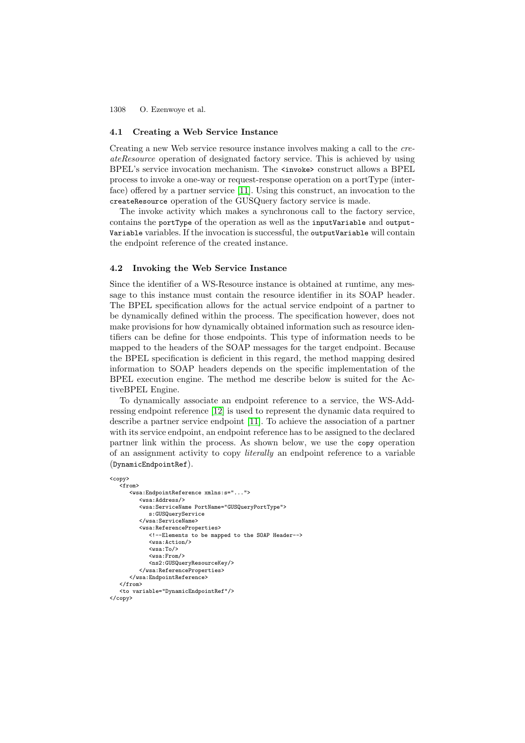### 4.1 Creating a Web Service Instance

Creating a new Web service resource instance involves making a call to the *createResource* operation of designated factory service. This is achieved by using BPEL's service invocation mechanism. The `<invoke>` construct allows a BPEL process to invoke a one-way or request-response operation on a portType (interface) offered by a partner service [11]. Using this construct, an invocation to the `createResource` operation of the GUSQuery factory service is made.

The invoke activity which makes a synchronous call to the factory service, contains the `portType` of the operation as well as the `inputVariable` and `outputVariable` variables. If the invocation is successful, the `outputVariable` will contain the endpoint reference of the created instance.

### 4.2 Invoking the Web Service Instance

Since the identifier of a WS-Resource instance is obtained at runtime, any message to this instance must contain the resource identifier in its SOAP header. The BPEL specification allows for the actual service endpoint of a partner to be dynamically defined within the process. The specification however, does not make provisions for how dynamically obtained information such as resource identifiers can be define for those endpoints. This type of information needs to be mapped to the headers of the SOAP messages for the target endpoint. Because the BPEL specification is deficient in this regard, the method mapping desired information to SOAP headers depends on the specific implementation of the BPEL execution engine. The method me describe below is suited for the ActiveBPEL Engine.

To dynamically associate an endpoint reference to a service, the WS-Addressing endpoint reference [12] is used to represent the dynamic data required to describe a partner service endpoint [11]. To achieve the association of a partner with its service endpoint, an endpoint reference has to be assigned to the declared partner link within the process. As shown below, we use the `copy` operation of an assignment activity to copy *literally* an endpoint reference to a variable (`DynamicEndpointRef`).

```
<copy>
   <from>
      <wsa:EndpointReference xmlns:s="...">
         <wsa:Address/>
         <wsa:ServiceName PortName="GUSQueryPortType">
            s:GUSQueryService
         </wsa:ServiceName>
         <wsa:ReferenceProperties>
            <!--Elements to be mapped to the SOAP Header-->
            <wsa:Action/>
            <wsa:To/>
            <wsa:From/>
            <ns2:GUSQueryResourceKey/>
         </wsa:ReferenceProperties>
      </wsa:EndpointReference>
   </from>
   <to variable="DynamicEndpointRef"/>
</copy>
```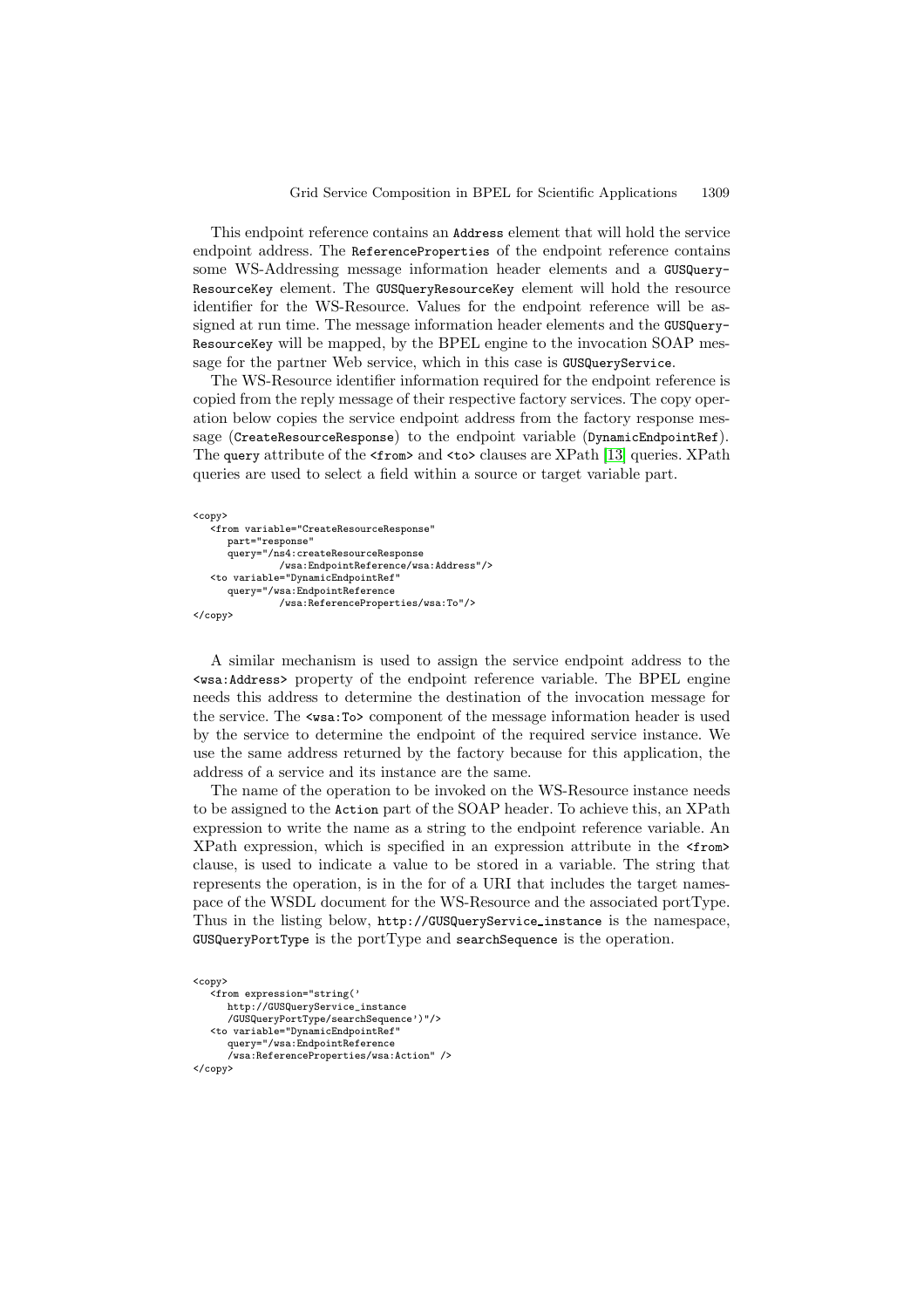This endpoint reference contains an `Address` element that will hold the service endpoint address. The `ReferenceProperties` of the endpoint reference contains some WS-Addressing message information header elements and a `GUSQueryResourceKey` element. The `GUSQueryResourceKey` element will hold the resource identifier for the WS-Resource. Values for the endpoint reference will be assigned at run time. The message information header elements and the `GUSQueryResourceKey` will be mapped, by the BPEL engine to the invocation SOAP message for the partner Web service, which in this case is `GUSQueryService`.

The WS-Resource identifier information required for the endpoint reference is copied from the reply message of their respective factory services. The copy operation below copies the service endpoint address from the factory response message (`CreateResourceResponse`) to the endpoint variable (`DynamicEndpointRef`). The `query` attribute of the `<from>` and `<to>` clauses are XPath [13] queries. XPath queries are used to select a field within a source or target variable part.

```
<copy>
   <from variable="CreateResourceResponse"
      part="response"
      query="/ns4:createResourceResponse
             /wsa:EndpointReference/wsa:Address"/>
   <to variable="DynamicEndpointRef"
      query="/wsa:EndpointReference
             /wsa:ReferenceProperties/wsa:To"/>
</copy>
```

A similar mechanism is used to assign the service endpoint address to the `<wsa:Address>` property of the endpoint reference variable. The BPEL engine needs this address to determine the destination of the invocation message for the service. The `<wsa:To>` component of the message information header is used by the service to determine the endpoint of the required service instance. We use the same address returned by the factory because for this application, the address of a service and its instance are the same.

The name of the operation to be invoked on the WS-Resource instance needs to be assigned to the `Action` part of the SOAP header. To achieve this, an XPath expression to write the name as a string to the endpoint reference variable. An XPath expression, which is specified in an expression attribute in the `<from>` clause, is used to indicate a value to be stored in a variable. The string that represents the operation, is in the for of a URI that includes the target namespace of the WSDL document for the WS-Resource and the associated portType. Thus in the listing below, `http://GUSQueryService_instance` is the namespace, `GUSQueryPortType` is the portType and `searchSequence` is the operation.

```
<copy>
   <from expression="string('
      http://GUSQueryService_instance
      /GUSQueryPortType/searchSequence')"/>
   <to variable="DynamicEndpointRef"
      query="/wsa:EndpointReference
      /wsa:ReferenceProperties/wsa:Action" />
</copy>
```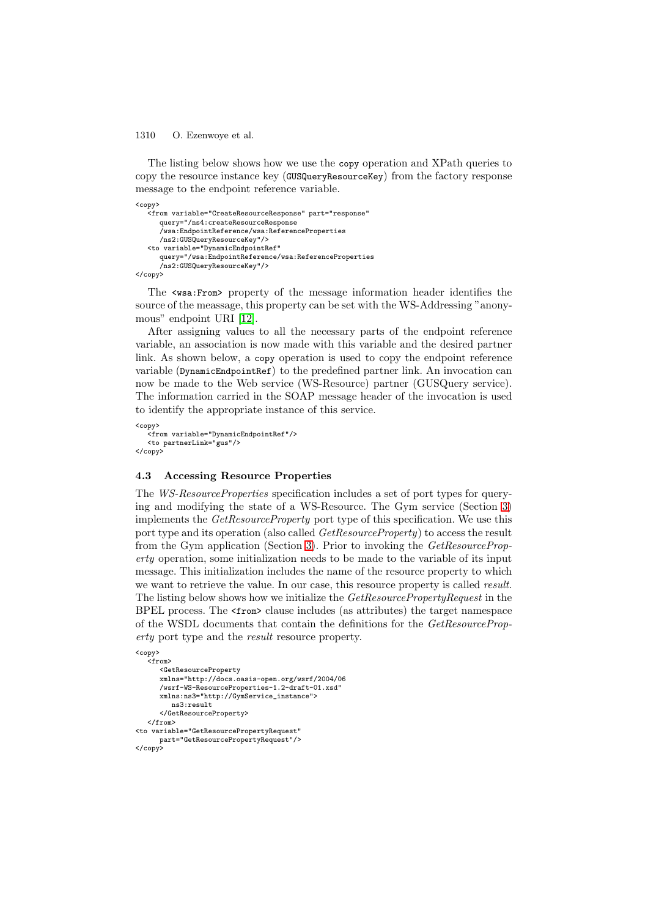The listing below shows how we use the `copy` operation and XPath queries to copy the resource instance key (`GUSQueryResourceKey`) from the factory response message to the endpoint reference variable.

```
<copy>
   <from variable="CreateResourceResponse" part="response"
      query="/ns4:createResourceResponse
      /wsa:EndpointReference/wsa:ReferenceProperties
      /ns2:GUSQueryResourceKey"/>
   <to variable="DynamicEndpointRef"
      query="/wsa:EndpointReference/wsa:ReferenceProperties
      /ns2:GUSQueryResourceKey"/>
</copy>
```

The `<wsa:From>` property of the message information header identifies the source of the meassage, this property can be set with the WS-Addressing "anonymous" endpoint URI [12].

After assigning values to all the necessary parts of the endpoint reference variable, an association is now made with this variable and the desired partner link. As shown below, a `copy` operation is used to copy the endpoint reference variable (`DynamicEndpointRef`) to the predefined partner link. An invocation can now be made to the Web service (WS-Resource) partner (GUSQuery service). The information carried in the SOAP message header of the invocation is used to identify the appropriate instance of this service.

```
<copy>
   <from variable="DynamicEndpointRef"/>
   <to partnerLink="gus"/>
</copy>
```

### 4.3 Accessing Resource Properties

The *WS-ResourceProperties* specification includes a set of port types for querying and modifying the state of a WS-Resource. The Gym service (Section 3) implements the *GetResourceProperty* port type of this specification. We use this port type and its operation (also called *GetResourceProperty*) to access the result from the Gym application (Section 3). Prior to invoking the *GetResourceProperty* operation, some initialization needs to be made to the variable of its input message. This initialization includes the name of the resource property to which we want to retrieve the value. In our case, this resource property is called *result*. The listing below shows how we initialize the *GetResourcePropertyRequest* in the BPEL process. The `<from>` clause includes (as attributes) the target namespace of the WSDL documents that contain the definitions for the *GetResourceProperty* port type and the *result* resource property.

```
<copy>
   <from>
      <GetResourceProperty
      xmlns="http://docs.oasis-open.org/wsrf/2004/06
      /wsrf-WS-ResourceProperties-1.2-draft-01.xsd"
      xmlns:ns3="http://GymService_instance">
         ns3:result
      </GetResourceProperty>
   </from>
<to variable="GetResourcePropertyRequest"
      part="GetResourcePropertyRequest"/>
</copy>
```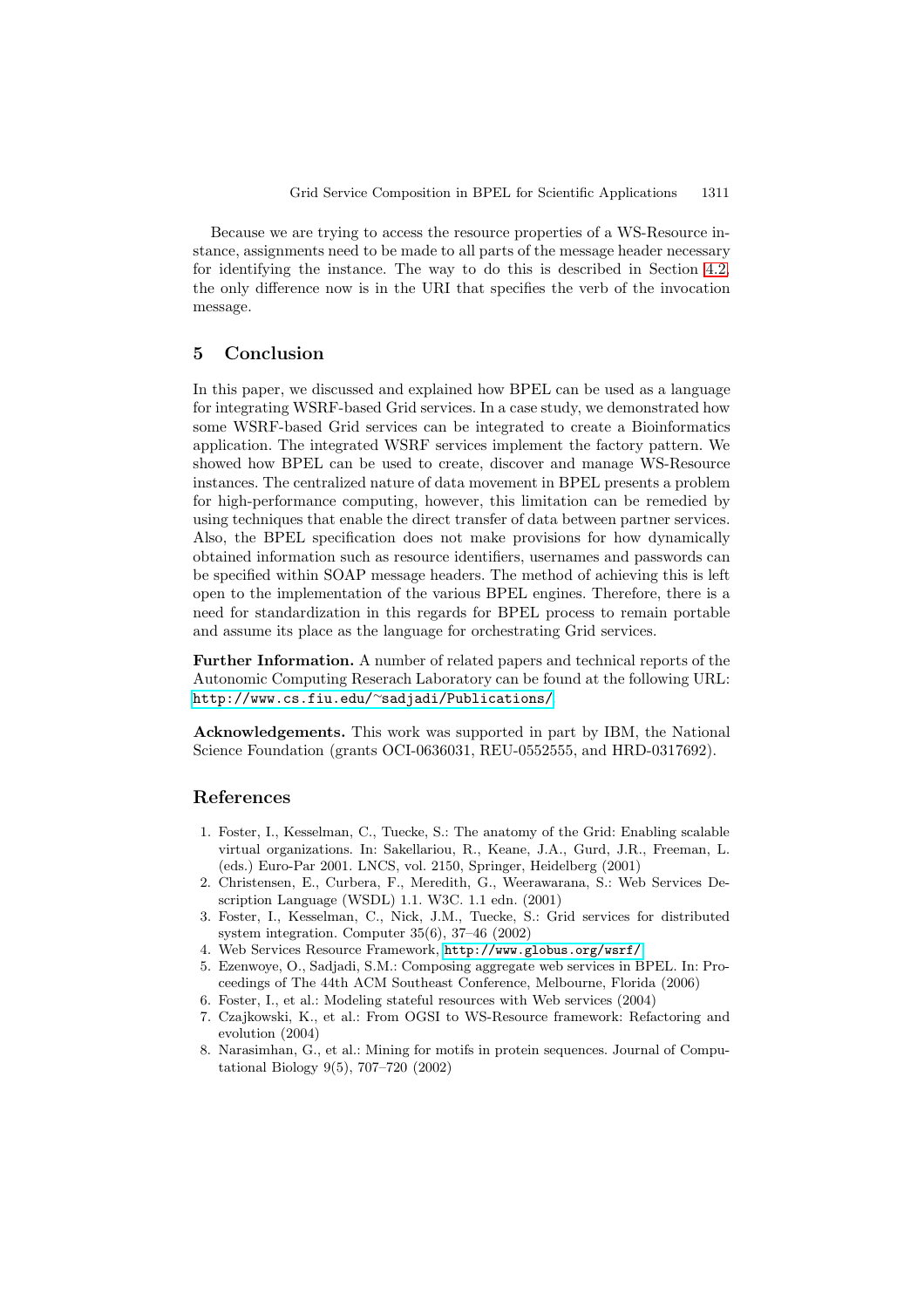Because we are trying to access the resource properties of a WS-Resource instance, assignments need to be made to all parts of the message header necessary for identifying the instance. The way to do this is described in Section 4.2, the only difference now is in the URI that specifies the verb of the invocation message.

## 5 Conclusion

In this paper, we discussed and explained how BPEL can be used as a language for integrating WSRF-based Grid services. In a case study, we demonstrated how some WSRF-based Grid services can be integrated to create a Bioinformatics application. The integrated WSRF services implement the factory pattern. We showed how BPEL can be used to create, discover and manage WS-Resource instances. The centralized nature of data movement in BPEL presents a problem for high-performance computing, however, this limitation can be remedied by using techniques that enable the direct transfer of data between partner services. Also, the BPEL specification does not make provisions for how dynamically obtained information such as resource identifiers, usernames and passwords can be specified within SOAP message headers. The method of achieving this is left open to the implementation of the various BPEL engines. Therefore, there is a need for standardization in this regards for BPEL process to remain portable and assume its place as the language for orchestrating Grid services.

**Further Information.** A number of related papers and technical reports of the Autonomic Computing Reserach Laboratory can be found at the following URL: `http://www.cs.fiu.edu/~sadjadi/Publications/`

**Acknowledgements.** This work was supported in part by IBM, the National Science Foundation (grants OCI-0636031, REU-0552555, and HRD-0317692).

## References

1. Foster, I., Kesselman, C., Tuecke, S.: The anatomy of the Grid: Enabling scalable virtual organizations. In: Sakellariou, R., Keane, J.A., Gurd, J.R., Freeman, L. (eds.) Euro-Par 2001. LNCS, vol. 2150, Springer, Heidelberg (2001)
2. Christensen, E., Curbera, F., Meredith, G., Weerawarana, S.: Web Services Description Language (WSDL) 1.1. W3C. 1.1 edn. (2001)
3. Foster, I., Kesselman, C., Nick, J.M., Tuecke, S.: Grid services for distributed system integration. Computer 35(6), 37–46 (2002)
4. Web Services Resource Framework, `http://www.globus.org/wsrf/`
5. Ezenwoye, O., Sadjadi, S.M.: Composing aggregate web services in BPEL. In: Proceedings of The 44th ACM Southeast Conference, Melbourne, Florida (2006)
6. Foster, I., et al.: Modeling stateful resources with Web services (2004)
7. Czajkowski, K., et al.: From OGSI to WS-Resource framework: Refactoring and evolution (2004)
8. Narasimhan, G., et al.: Mining for motifs in protein sequences. Journal of Computational Biology 9(5), 707–720 (2002)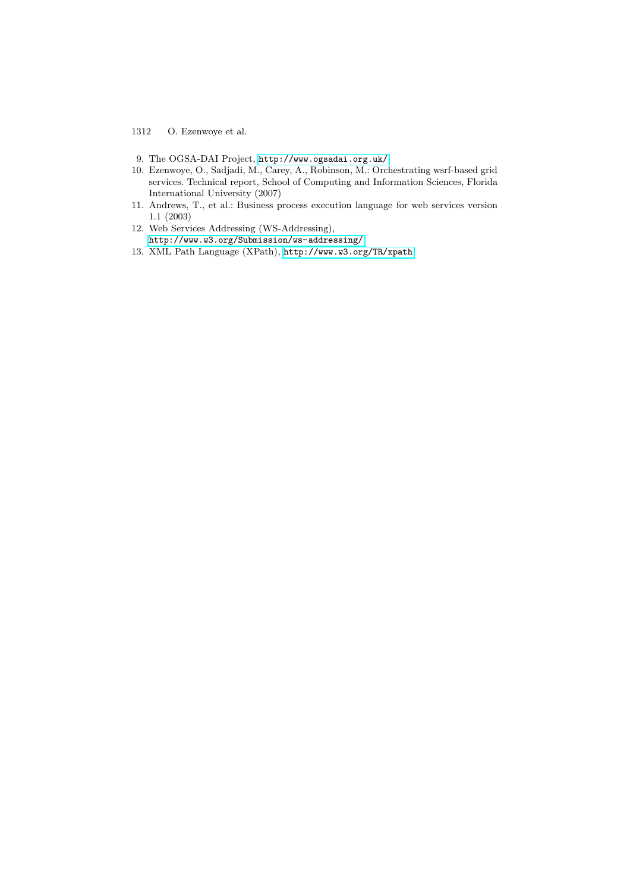9. The OGSA-DAI Project, http://www.ogsadai.org.uk/
10. Ezenwoye, O., Sadjadi, M., Carey, A., Robinson, M.: Orchestrating wsrf-based grid services. Technical report, School of Computing and Information Sciences, Florida International University (2007)
11. Andrews, T., et al.: Business process execution language for web services version 1.1 (2003)
12. Web Services Addressing (WS-Addressing), http://www.w3.org/Submission/ws-addressing/
13. XML Path Language (XPath), http://www.w3.org/TR/xpath